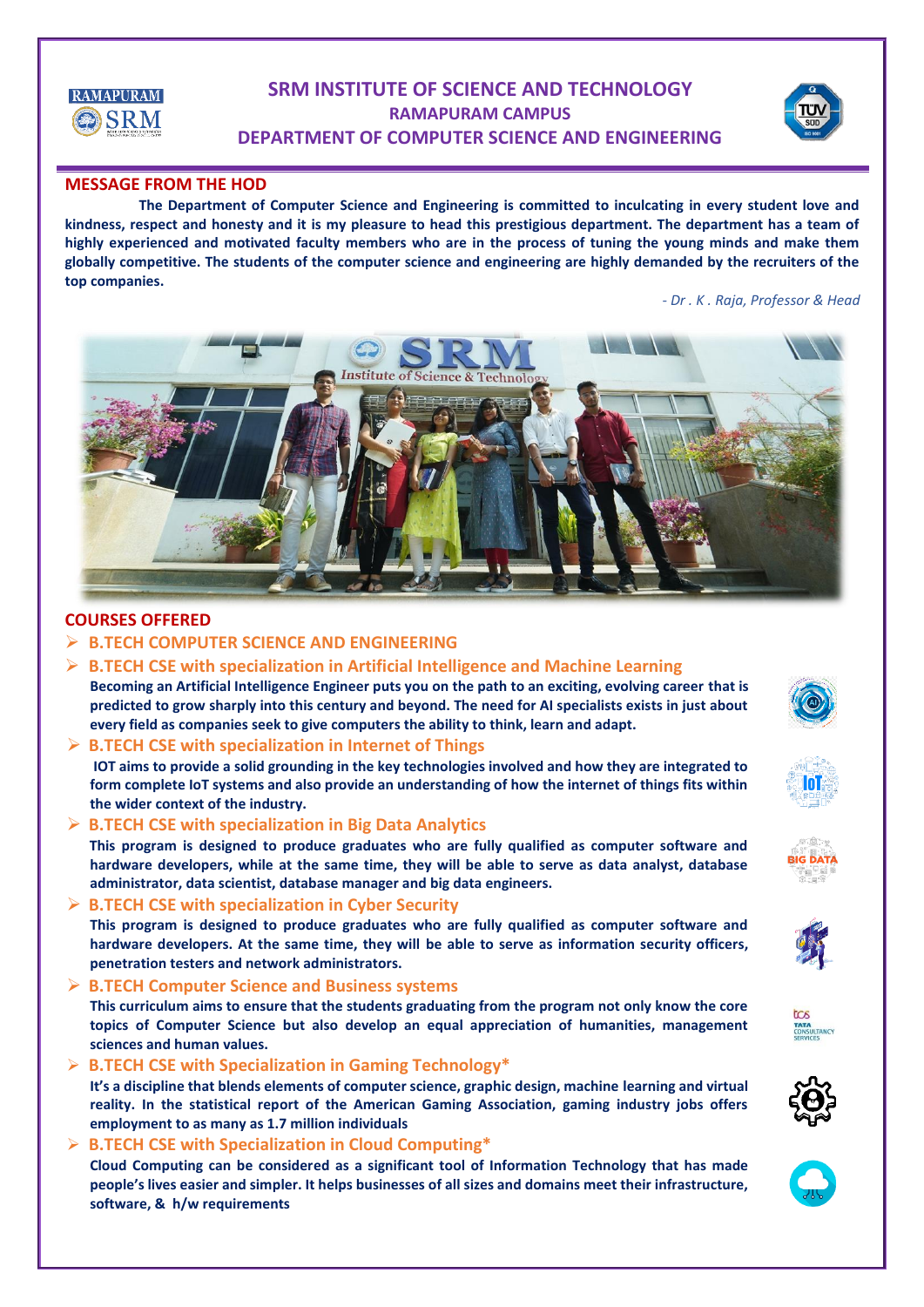# SRM INSTITUTE OF SCIENCE AND TECHNOLOGY
## RAMAPURAM CAMPUS
## DEPARTMENT OF COMPUTER SCIENCE AND ENGINEERING

### MESSAGE FROM THE HOD

**The Department of Computer Science and Engineering is committed to inculcating in every student love and kindness, respect and honesty and it is my pleasure to head this prestigious department. The department has a team of highly experienced and motivated faculty members who are in the process of tuning the young minds and make them globally competitive. The students of the computer science and engineering are highly demanded by the recruiters of the top companies.**

*- Dr . K . Raja, Professor & Head*

### COURSES OFFERED

- **B.TECH COMPUTER SCIENCE AND ENGINEERING**
- **B.TECH CSE with specialization in Artificial Intelligence and Machine Learning**

  **Becoming an Artificial Intelligence Engineer puts you on the path to an exciting, evolving career that is predicted to grow sharply into this century and beyond. The need for AI specialists exists in just about every field as companies seek to give computers the ability to think, learn and adapt.**

- **B.TECH CSE with specialization in Internet of Things**

  **IOT aims to provide a solid grounding in the key technologies involved and how they are integrated to form complete IoT systems and also provide an understanding of how the internet of things fits within the wider context of the industry.**

- **B.TECH CSE with specialization in Big Data Analytics**

  **This program is designed to produce graduates who are fully qualified as computer software and hardware developers, while at the same time, they will be able to serve as data analyst, database administrator, data scientist, database manager and big data engineers.**

- **B.TECH CSE with specialization in Cyber Security**

  **This program is designed to produce graduates who are fully qualified as computer software and hardware developers. At the same time, they will be able to serve as information security officers, penetration testers and network administrators.**

- **B.TECH Computer Science and Business systems**

  **This curriculum aims to ensure that the students graduating from the program not only know the core topics of Computer Science but also develop an equal appreciation of humanities, management sciences and human values.**

- **B.TECH CSE with Specialization in Gaming Technology***

  **It's a discipline that blends elements of computer science, graphic design, machine learning and virtual reality. In the statistical report of the American Gaming Association, gaming industry jobs offers employment to as many as 1.7 million individuals**

- **B.TECH CSE with Specialization in Cloud Computing***

  **Cloud Computing can be considered as a significant tool of Information Technology that has made people's lives easier and simpler. It helps businesses of all sizes and domains meet their infrastructure, software, & h/w requirements**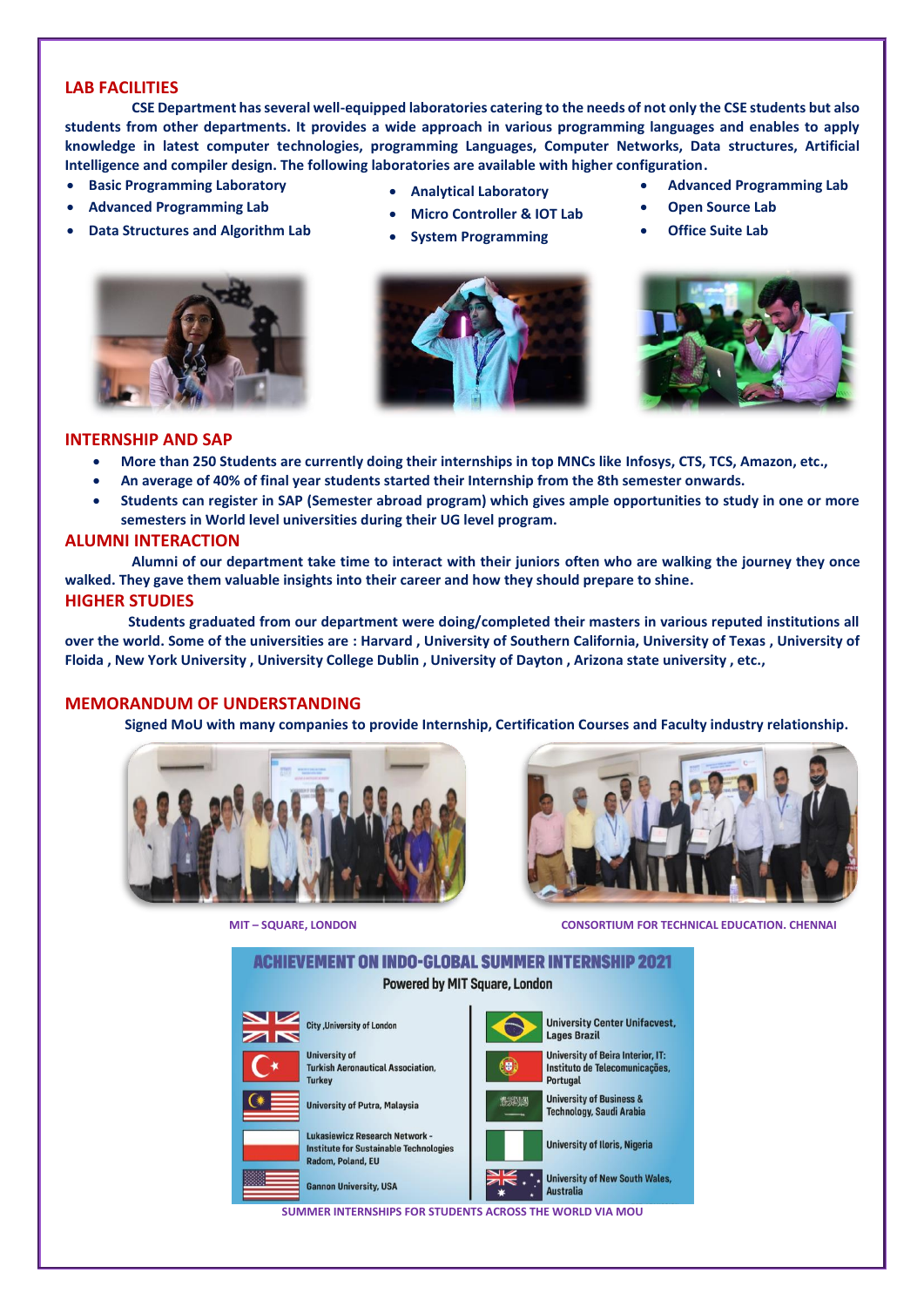## LAB FACILITIES

**CSE Department has several well-equipped laboratories catering to the needs of not only the CSE students but also students from other departments. It provides a wide approach in various programming languages and enables to apply knowledge in latest computer technologies, programming Languages, Computer Networks, Data structures, Artificial Intelligence and compiler design. The following laboratories are available with higher configuration.**

- **Basic Programming Laboratory**
- **Advanced Programming Lab**
- **Data Structures and Algorithm Lab**
- **Analytical Laboratory**
- **Micro Controller & IOT Lab**
- **System Programming**
- **Advanced Programming Lab**
- **Open Source Lab**
- **Office Suite Lab**

## INTERNSHIP AND SAP

- **More than 250 Students are currently doing their internships in top MNCs like Infosys, CTS, TCS, Amazon, etc.,**
- **An average of 40% of final year students started their Internship from the 8th semester onwards.**
- **Students can register in SAP (Semester abroad program) which gives ample opportunities to study in one or more semesters in World level universities during their UG level program.**

## ALUMNI INTERACTION

**Alumni of our department take time to interact with their juniors often who are walking the journey they once walked. They gave them valuable insights into their career and how they should prepare to shine.**

## HIGHER STUDIES

**Students graduated from our department were doing/completed their masters in various reputed institutions all over the world. Some of the universities are : Harvard , University of Southern California, University of Texas , University of Floida , New York University , University College Dublin , University of Dayton , Arizona state university , etc.,**

## MEMORANDUM OF UNDERSTANDING

**Signed MoU with many companies to provide Internship, Certification Courses and Faculty industry relationship.**

MIT – SQUARE, LONDON

CONSORTIUM FOR TECHNICAL EDUCATION. CHENNAI

### ACHIEVEMENT ON INDO-GLOBAL SUMMER INTERNSHIP 2021

Powered by MIT Square, London

- City ,University of London
- University of Turkish Aeronautical Association, Turkey
- University of Putra, Malaysia
- Lukasiewicz Research Network - Institute for Sustainable Technologies Radom, Poland, EU
- Gannon University, USA
- University Center Unifacvest, Lages Brazil
- University of Beira Interior, IT: Instituto de Telecomunicações, Portugal
- University of Business & Technology, Saudi Arabia
- University of Ilorin, Nigeria
- University of New South Wales, Australia

SUMMER INTERNSHIPS FOR STUDENTS ACROSS THE WORLD VIA MOU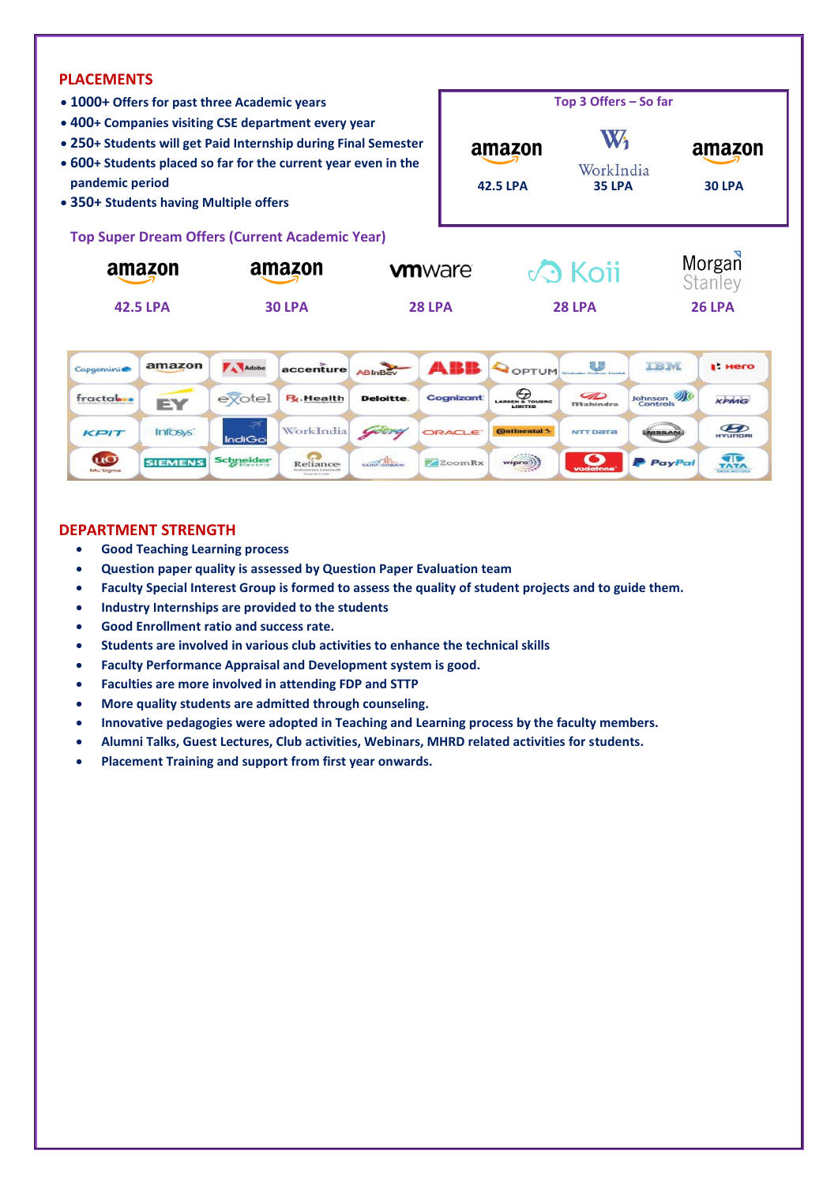## PLACEMENTS

- 1000+ Offers for past three Academic years
- 400+ Companies visiting CSE department every year
- 250+ Students will get Paid Internship during Final Semester
- 600+ Students placed so far for the current year even in the pandemic period
- 350+ Students having Multiple offers

### Top 3 Offers – So far

| amazon | WorkIndia | amazon |
|---|---|---|
| 42.5 LPA | 35 LPA | 30 LPA |

### Top Super Dream Offers (Current Academic Year)

| amazon | amazon | vmware | Koii | Morgan Stanley |
|---|---|---|---|---|
| 42.5 LPA | 30 LPA | 28 LPA | 28 LPA | 26 LPA |

## DEPARTMENT STRENGTH

- Good Teaching Learning process
- Question paper quality is assessed by Question Paper Evaluation team
- Faculty Special Interest Group is formed to assess the quality of student projects and to guide them.
- Industry Internships are provided to the students
- Good Enrollment ratio and success rate.
- Students are involved in various club activities to enhance the technical skills
- Faculty Performance Appraisal and Development system is good.
- Faculties are more involved in attending FDP and STTP
- More quality students are admitted through counseling.
- Innovative pedagogies were adopted in Teaching and Learning process by the faculty members.
- Alumni Talks, Guest Lectures, Club activities, Webinars, MHRD related activities for students.
- Placement Training and support from first year onwards.